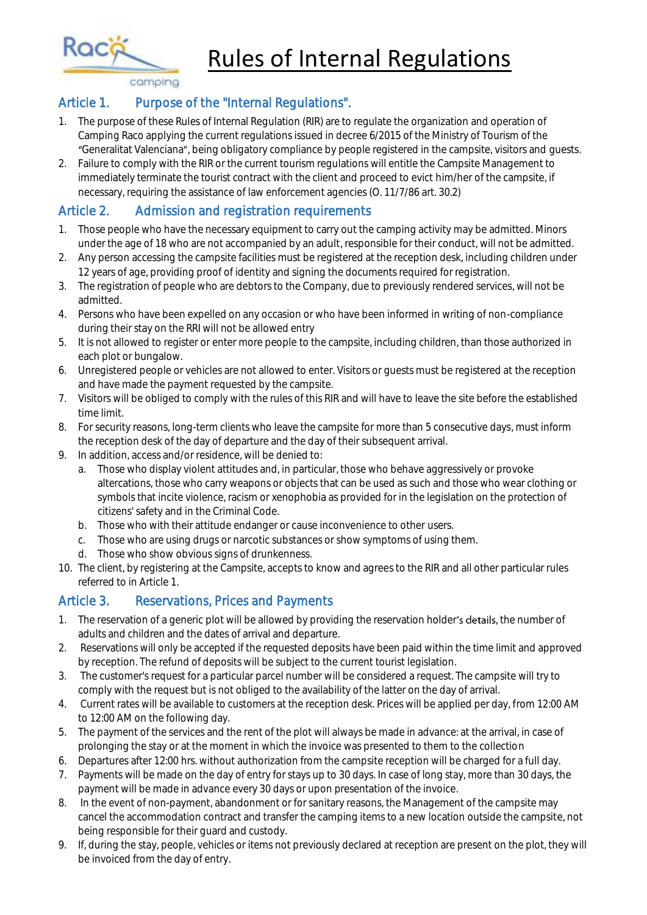Raco camping

# Rules of Internal Regulations

## Article 1. Purpose of the "Internal Regulations".

1. The purpose of these Rules of Internal Regulation (RIR) are to regulate the organization and operation of Camping Raco applying the current regulations issued in decree 6/2015 of the Ministry of Tourism of the "Generalitat Valenciana", being obligatory compliance by people registered in the campsite, visitors and guests.
2. Failure to comply with the RIR or the current tourism regulations will entitle the Campsite Management to immediately terminate the tourist contract with the client and proceed to evict him/her of the campsite, if necessary, requiring the assistance of law enforcement agencies (O. 11/7/86 art. 30.2)

## Article 2. Admission and registration requirements

1. Those people who have the necessary equipment to carry out the camping activity may be admitted. Minors under the age of 18 who are not accompanied by an adult, responsible for their conduct, will not be admitted.
2. Any person accessing the campsite facilities must be registered at the reception desk, including children under 12 years of age, providing proof of identity and signing the documents required for registration.
3. The registration of people who are debtors to the Company, due to previously rendered services, will not be admitted.
4. Persons who have been expelled on any occasion or who have been informed in writing of non-compliance during their stay on the RRI will not be allowed entry
5. It is not allowed to register or enter more people to the campsite, including children, than those authorized in each plot or bungalow.
6. Unregistered people or vehicles are not allowed to enter. Visitors or guests must be registered at the reception and have made the payment requested by the campsite.
7. Visitors will be obliged to comply with the rules of this RIR and will have to leave the site before the established time limit.
8. For security reasons, long-term clients who leave the campsite for more than 5 consecutive days, must inform the reception desk of the day of departure and the day of their subsequent arrival.
9. In addition, access and/or residence, will be denied to:
   a. Those who display violent attitudes and, in particular, those who behave aggressively or provoke altercations, those who carry weapons or objects that can be used as such and those who wear clothing or symbols that incite violence, racism or xenophobia as provided for in the legislation on the protection of citizens' safety and in the Criminal Code.
   b. Those who with their attitude endanger or cause inconvenience to other users.
   c. Those who are using drugs or narcotic substances or show symptoms of using them.
   d. Those who show obvious signs of drunkenness.
10. The client, by registering at the Campsite, accepts to know and agrees to the RIR and all other particular rules referred to in Article 1.

## Article 3. Reservations, Prices and Payments

1. The reservation of a generic plot will be allowed by providing the reservation holder's details, the number of adults and children and the dates of arrival and departure.
2. Reservations will only be accepted if the requested deposits have been paid within the time limit and approved by reception. The refund of deposits will be subject to the current tourist legislation.
3. The customer's request for a particular parcel number will be considered a request. The campsite will try to comply with the request but is not obliged to the availability of the latter on the day of arrival.
4. Current rates will be available to customers at the reception desk. Prices will be applied per day, from 12:00 AM to 12:00 AM on the following day.
5. The payment of the services and the rent of the plot will always be made in advance: at the arrival, in case of prolonging the stay or at the moment in which the invoice was presented to them to the collection
6. Departures after 12:00 hrs. without authorization from the campsite reception will be charged for a full day.
7. Payments will be made on the day of entry for stays up to 30 days. In case of long stay, more than 30 days, the payment will be made in advance every 30 days or upon presentation of the invoice.
8. In the event of non-payment, abandonment or for sanitary reasons, the Management of the campsite may cancel the accommodation contract and transfer the camping items to a new location outside the campsite, not being responsible for their guard and custody.
9. If, during the stay, people, vehicles or items not previously declared at reception are present on the plot, they will be invoiced from the day of entry.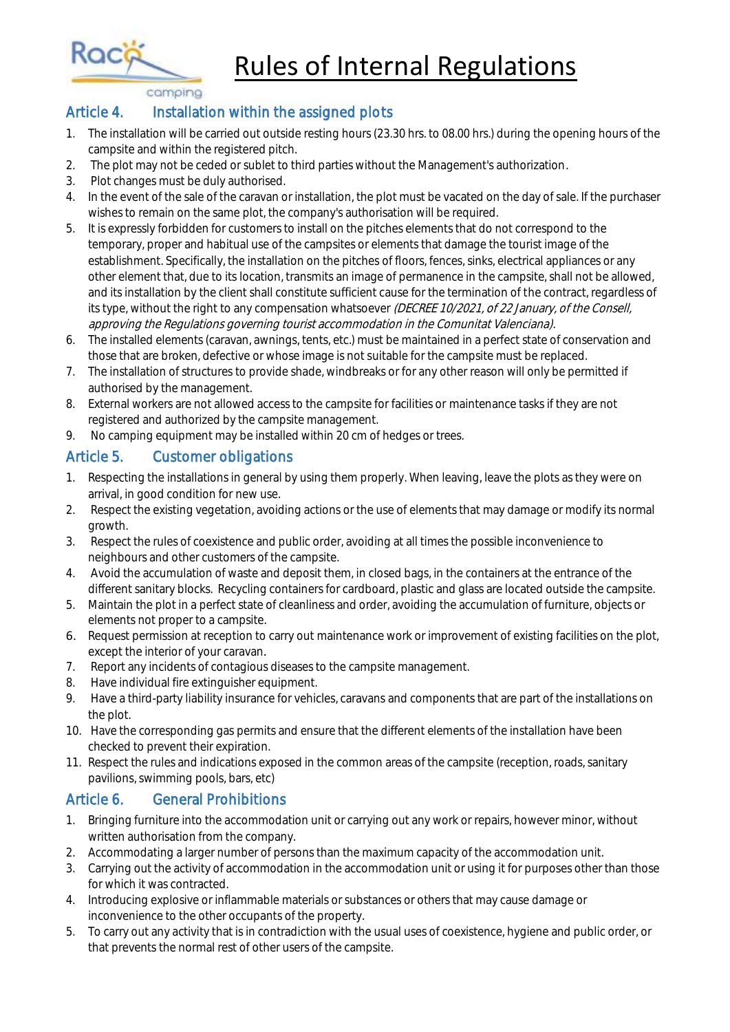## Article 4. Installation within the assigned plots

1. The installation will be carried out outside resting hours (23.30 hrs. to 08.00 hrs.) during the opening hours of the campsite and within the registered pitch.
2. The plot may not be ceded or sublet to third parties without the Management's authorization.
3. Plot changes must be duly authorised.
4. In the event of the sale of the caravan or installation, the plot must be vacated on the day of sale. If the purchaser wishes to remain on the same plot, the company's authorisation will be required.
5. It is expressly forbidden for customers to install on the pitches elements that do not correspond to the temporary, proper and habitual use of the campsites or elements that damage the tourist image of the establishment. Specifically, the installation on the pitches of floors, fences, sinks, electrical appliances or any other element that, due to its location, transmits an image of permanence in the campsite, shall not be allowed, and its installation by the client shall constitute sufficient cause for the termination of the contract, regardless of its type, without the right to any compensation whatsoever *(DECREE 10/2021, of 22 January, of the Consell, approving the Regulations governing tourist accommodation in the Comunitat Valenciana).*
6. The installed elements (caravan, awnings, tents, etc.) must be maintained in a perfect state of conservation and those that are broken, defective or whose image is not suitable for the campsite must be replaced.
7. The installation of structures to provide shade, windbreaks or for any other reason will only be permitted if authorised by the management.
8. External workers are not allowed access to the campsite for facilities or maintenance tasks if they are not registered and authorized by the campsite management.
9. No camping equipment may be installed within 20 cm of hedges or trees.

## Article 5. Customer obligations

1. Respecting the installations in general by using them properly. When leaving, leave the plots as they were on arrival, in good condition for new use.
2. Respect the existing vegetation, avoiding actions or the use of elements that may damage or modify its normal growth.
3. Respect the rules of coexistence and public order, avoiding at all times the possible inconvenience to neighbours and other customers of the campsite.
4. Avoid the accumulation of waste and deposit them, in closed bags, in the containers at the entrance of the different sanitary blocks. Recycling containers for cardboard, plastic and glass are located outside the campsite.
5. Maintain the plot in a perfect state of cleanliness and order, avoiding the accumulation of furniture, objects or elements not proper to a campsite.
6. Request permission at reception to carry out maintenance work or improvement of existing facilities on the plot, except the interior of your caravan.
7. Report any incidents of contagious diseases to the campsite management.
8. Have individual fire extinguisher equipment.
9. Have a third-party liability insurance for vehicles, caravans and components that are part of the installations on the plot.
10. Have the corresponding gas permits and ensure that the different elements of the installation have been checked to prevent their expiration.
11. Respect the rules and indications exposed in the common areas of the campsite (reception, roads, sanitary pavilions, swimming pools, bars, etc)

## Article 6. General Prohibitions

1. Bringing furniture into the accommodation unit or carrying out any work or repairs, however minor, without written authorisation from the company.
2. Accommodating a larger number of persons than the maximum capacity of the accommodation unit.
3. Carrying out the activity of accommodation in the accommodation unit or using it for purposes other than those for which it was contracted.
4. Introducing explosive or inflammable materials or substances or others that may cause damage or inconvenience to the other occupants of the property.
5. To carry out any activity that is in contradiction with the usual uses of coexistence, hygiene and public order, or that prevents the normal rest of other users of the campsite.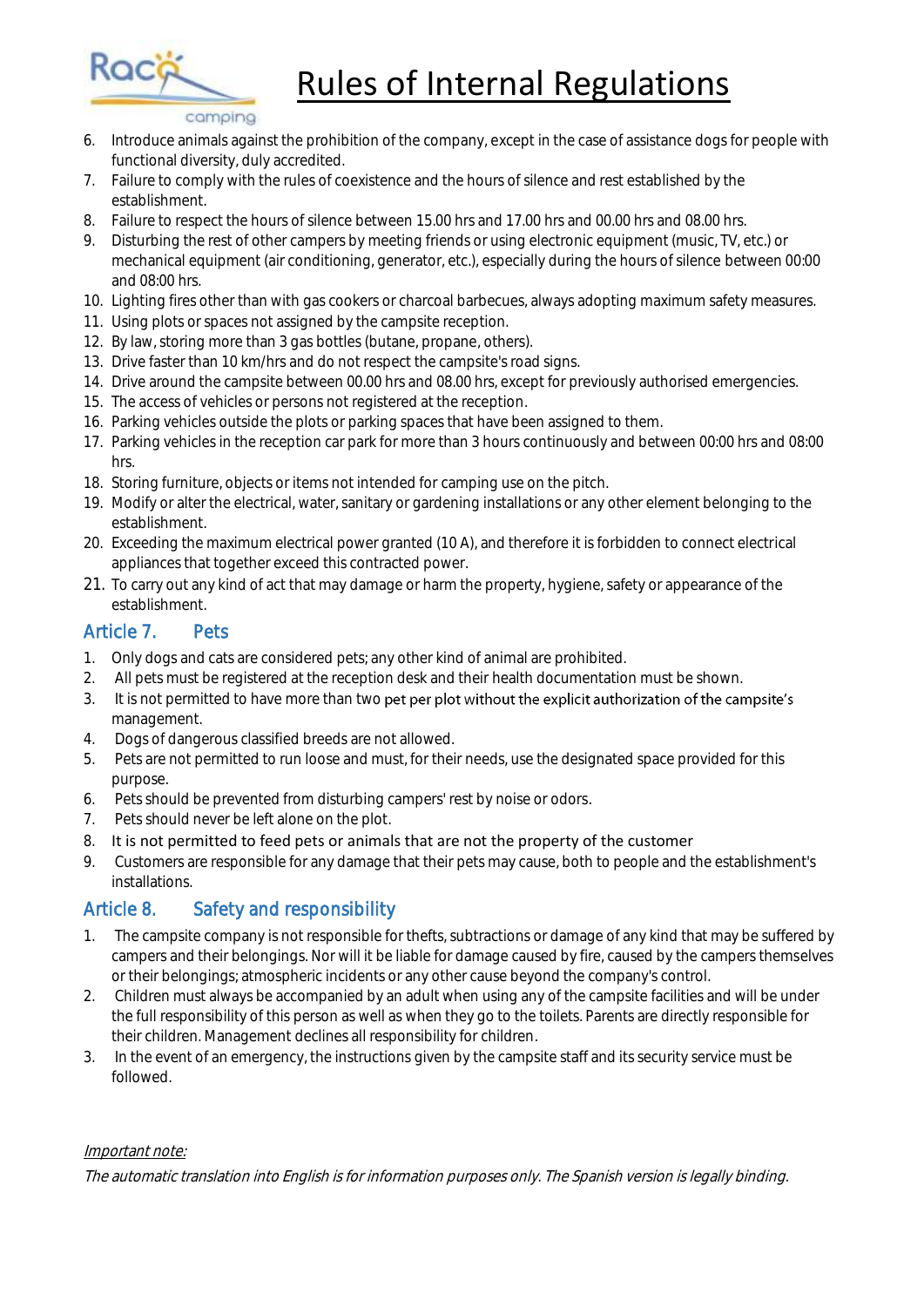6. Introduce animals against the prohibition of the company, except in the case of assistance dogs for people with functional diversity, duly accredited.
7. Failure to comply with the rules of coexistence and the hours of silence and rest established by the establishment.
8. Failure to respect the hours of silence between 15.00 hrs and 17.00 hrs and 00.00 hrs and 08.00 hrs.
9. Disturbing the rest of other campers by meeting friends or using electronic equipment (music, TV, etc.) or mechanical equipment (air conditioning, generator, etc.), especially during the hours of silence between 00:00 and 08:00 hrs.
10. Lighting fires other than with gas cookers or charcoal barbecues, always adopting maximum safety measures.
11. Using plots or spaces not assigned by the campsite reception.
12. By law, storing more than 3 gas bottles (butane, propane, others).
13. Drive faster than 10 km/hrs and do not respect the campsite's road signs.
14. Drive around the campsite between 00.00 hrs and 08.00 hrs, except for previously authorised emergencies.
15. The access of vehicles or persons not registered at the reception.
16. Parking vehicles outside the plots or parking spaces that have been assigned to them.
17. Parking vehicles in the reception car park for more than 3 hours continuously and between 00:00 hrs and 08:00 hrs.
18. Storing furniture, objects or items not intended for camping use on the pitch.
19. Modify or alter the electrical, water, sanitary or gardening installations or any other element belonging to the establishment.
20. Exceeding the maximum electrical power granted (10 A), and therefore it is forbidden to connect electrical appliances that together exceed this contracted power.
21. To carry out any kind of act that may damage or harm the property, hygiene, safety or appearance of the establishment.

## Article 7. Pets

1. Only dogs and cats are considered pets; any other kind of animal are prohibited.
2. All pets must be registered at the reception desk and their health documentation must be shown.
3. It is not permitted to have more than two pet per plot without the explicit authorization of the campsite's management.
4. Dogs of dangerous classified breeds are not allowed.
5. Pets are not permitted to run loose and must, for their needs, use the designated space provided for this purpose.
6. Pets should be prevented from disturbing campers' rest by noise or odors.
7. Pets should never be left alone on the plot.
8. It is not permitted to feed pets or animals that are not the property of the customer
9. Customers are responsible for any damage that their pets may cause, both to people and the establishment's installations.

## Article 8. Safety and responsibility

1. The campsite company is not responsible for thefts, subtractions or damage of any kind that may be suffered by campers and their belongings. Nor will it be liable for damage caused by fire, caused by the campers themselves or their belongings; atmospheric incidents or any other cause beyond the company's control.
2. Children must always be accompanied by an adult when using any of the campsite facilities and will be under the full responsibility of this person as well as when they go to the toilets. Parents are directly responsible for their children. Management declines all responsibility for children.
3. In the event of an emergency, the instructions given by the campsite staff and its security service must be followed.

*Important note:*

*The automatic translation into English is for information purposes only. The Spanish version is legally binding.*